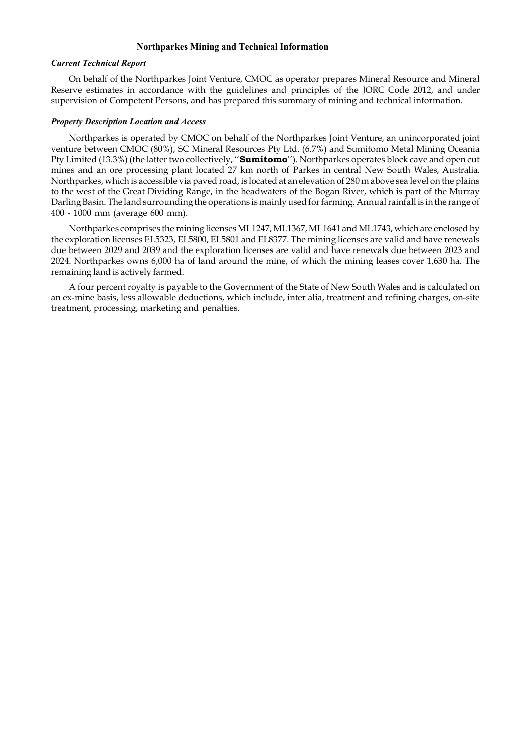## Northparkes Mining and Technical Information

***Current Technical Report***

On behalf of the Northparkes Joint Venture, CMOC as operator prepares Mineral Resource and Mineral Reserve estimates in accordance with the guidelines and principles of the JORC Code 2012, and under supervision of Competent Persons, and has prepared this summary of mining and technical information.

***Property Description Location and Access***

Northparkes is operated by CMOC on behalf of the Northparkes Joint Venture, an unincorporated joint venture between CMOC (80%), SC Mineral Resources Pty Ltd. (6.7%) and Sumitomo Metal Mining Oceania Pty Limited (13.3%) (the latter two collectively, ''**Sumitomo**''). Northparkes operates block cave and open cut mines and an ore processing plant located 27 km north of Parkes in central New South Wales, Australia. Northparkes, which is accessible via paved road, is located at an elevation of 280 m above sea level on the plains to the west of the Great Dividing Range, in the headwaters of the Bogan River, which is part of the Murray Darling Basin. The land surrounding the operations is mainly used for farming. Annual rainfall is in the range of 400 - 1000 mm (average 600 mm).

Northparkes comprises the mining licenses ML1247, ML1367, ML1641 and ML1743, which are enclosed by the exploration licenses EL5323, EL5800, EL5801 and EL8377. The mining licenses are valid and have renewals due between 2029 and 2039 and the exploration licenses are valid and have renewals due between 2023 and 2024. Northparkes owns 6,000 ha of land around the mine, of which the mining leases cover 1,630 ha. The remaining land is actively farmed.

A four percent royalty is payable to the Government of the State of New South Wales and is calculated on an ex-mine basis, less allowable deductions, which include, inter alia, treatment and refining charges, on-site treatment, processing, marketing and penalties.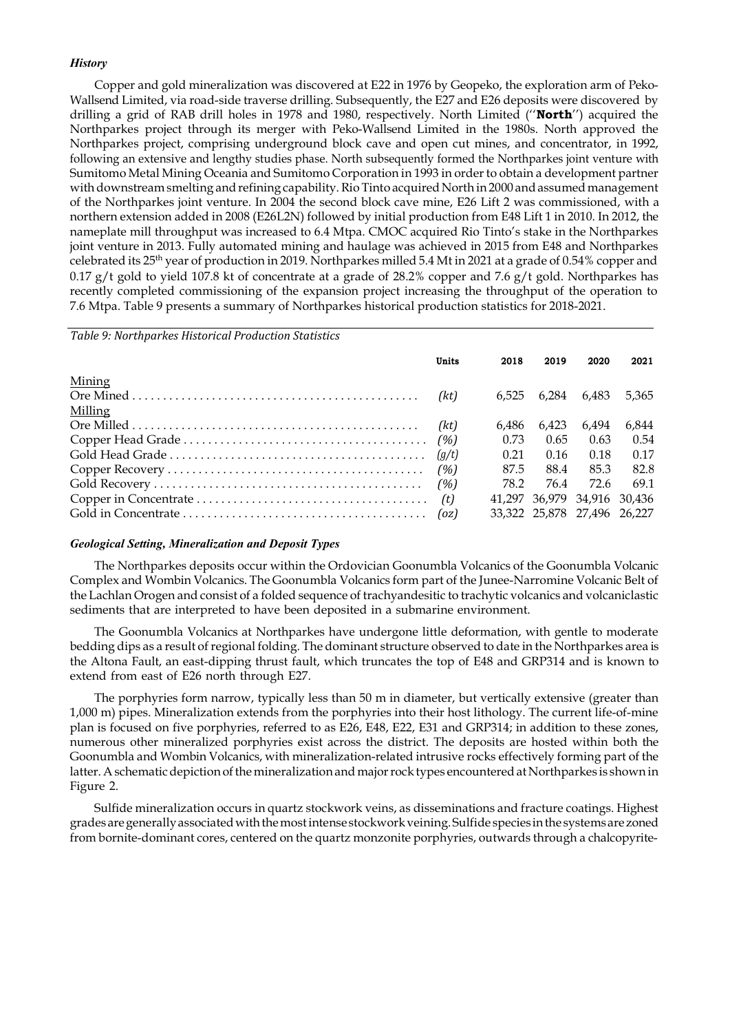### *History*

Copper and gold mineralization was discovered at E22 in 1976 by Geopeko, the exploration arm of Peko-Wallsend Limited, via road-side traverse drilling. Subsequently, the E27 and E26 deposits were discovered by drilling a grid of RAB drill holes in 1978 and 1980, respectively. North Limited (''**North**'') acquired the Northparkes project through its merger with Peko-Wallsend Limited in the 1980s. North approved the Northparkes project, comprising underground block cave and open cut mines, and concentrator, in 1992, following an extensive and lengthy studies phase. North subsequently formed the Northparkes joint venture with Sumitomo Metal Mining Oceania and Sumitomo Corporation in 1993 in order to obtain a development partner with downstream smelting and refining capability. Rio Tinto acquired North in 2000 and assumed management of the Northparkes joint venture. In 2004 the second block cave mine, E26 Lift 2 was commissioned, with a northern extension added in 2008 (E26L2N) followed by initial production from E48 Lift 1 in 2010. In 2012, the nameplate mill throughput was increased to 6.4 Mtpa. CMOC acquired Rio Tinto's stake in the Northparkes joint venture in 2013. Fully automated mining and haulage was achieved in 2015 from E48 and Northparkes celebrated its 25th year of production in 2019. Northparkes milled 5.4 Mt in 2021 at a grade of 0.54% copper and 0.17 g/t gold to yield 107.8 kt of concentrate at a grade of 28.2% copper and 7.6 g/t gold. Northparkes has recently completed commissioning of the expansion project increasing the throughput of the operation to 7.6 Mtpa. Table 9 presents a summary of Northparkes historical production statistics for 2018-2021.

*Table 9: Northparkes Historical Production Statistics*

| | Units | 2018 | 2019 | 2020 | 2021 |
|---|---|---|---|---|---|
| Mining | | | | | |
| Ore Mined | (kt) | 6,525 | 6,284 | 6,483 | 5,365 |
| Milling | | | | | |
| Ore Milled | (kt) | 6,486 | 6,423 | 6,494 | 6,844 |
| Copper Head Grade | (%) | 0.73 | 0.65 | 0.63 | 0.54 |
| Gold Head Grade | (g/t) | 0.21 | 0.16 | 0.18 | 0.17 |
| Copper Recovery | (%) | 87.5 | 88.4 | 85.3 | 82.8 |
| Gold Recovery | (%) | 78.2 | 76.4 | 72.6 | 69.1 |
| Copper in Concentrate | (t) | 41,297 | 36,979 | 34,916 | 30,436 |
| Gold in Concentrate | (oz) | 33,322 | 25,878 | 27,496 | 26,227 |

### *Geological Setting, Mineralization and Deposit Types*

The Northparkes deposits occur within the Ordovician Goonumbla Volcanics of the Goonumbla Volcanic Complex and Wombin Volcanics. The Goonumbla Volcanics form part of the Junee-Narromine Volcanic Belt of the Lachlan Orogen and consist of a folded sequence of trachyandesitic to trachytic volcanics and volcaniclastic sediments that are interpreted to have been deposited in a submarine environment.

The Goonumbla Volcanics at Northparkes have undergone little deformation, with gentle to moderate bedding dips as a result of regional folding. The dominant structure observed to date in the Northparkes area is the Altona Fault, an east-dipping thrust fault, which truncates the top of E48 and GRP314 and is known to extend from east of E26 north through E27.

The porphyries form narrow, typically less than 50 m in diameter, but vertically extensive (greater than 1,000 m) pipes. Mineralization extends from the porphyries into their host lithology. The current life-of-mine plan is focused on five porphyries, referred to as E26, E48, E22, E31 and GRP314; in addition to these zones, numerous other mineralized porphyries exist across the district. The deposits are hosted within both the Goonumbla and Wombin Volcanics, with mineralization-related intrusive rocks effectively forming part of the latter. A schematic depiction of the mineralization and major rock types encountered at Northparkes is shown in Figure 2.

Sulfide mineralization occurs in quartz stockwork veins, as disseminations and fracture coatings. Highest grades are generally associated with the most intense stockwork veining. Sulfide species in the systems are zoned from bornite-dominant cores, centered on the quartz monzonite porphyries, outwards through a chalcopyrite-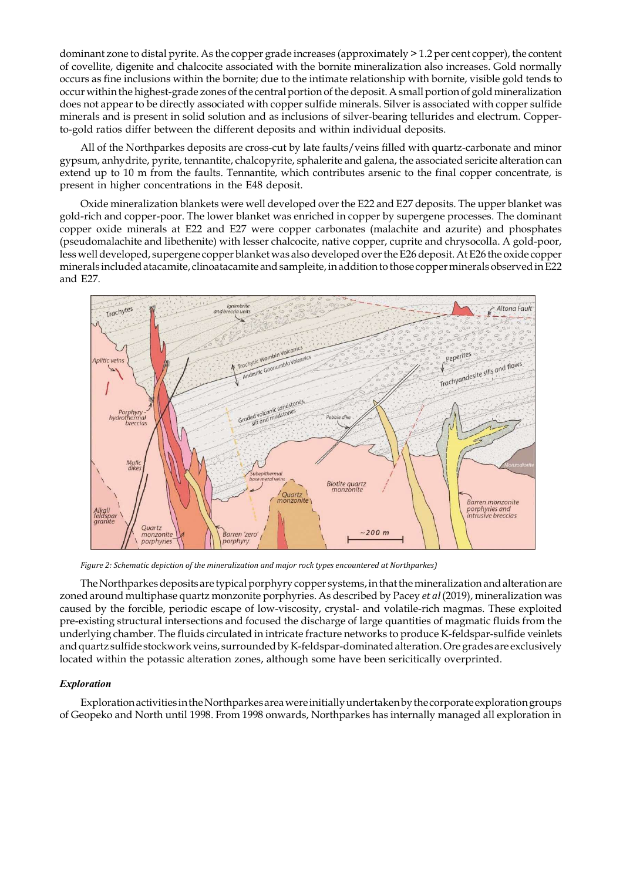dominant zone to distal pyrite. As the copper grade increases (approximately > 1.2 per cent copper), the content of covellite, digenite and chalcocite associated with the bornite mineralization also increases. Gold normally occurs as fine inclusions within the bornite; due to the intimate relationship with bornite, visible gold tends to occur within the highest-grade zones of the central portion of the deposit. A small portion of gold mineralization does not appear to be directly associated with copper sulfide minerals. Silver is associated with copper sulfide minerals and is present in solid solution and as inclusions of silver-bearing tellurides and electrum. Copper-to-gold ratios differ between the different deposits and within individual deposits.

All of the Northparkes deposits are cross-cut by late faults/veins filled with quartz-carbonate and minor gypsum, anhydrite, pyrite, tennantite, chalcopyrite, sphalerite and galena, the associated sericite alteration can extend up to 10 m from the faults. Tennantite, which contributes arsenic to the final copper concentrate, is present in higher concentrations in the E48 deposit.

Oxide mineralization blankets were well developed over the E22 and E27 deposits. The upper blanket was gold-rich and copper-poor. The lower blanket was enriched in copper by supergene processes. The dominant copper oxide minerals at E22 and E27 were copper carbonates (malachite and azurite) and phosphates (pseudomalachite and libethenite) with lesser chalcocite, native copper, cuprite and chrysocolla. A gold-poor, less well developed, supergene copper blanket was also developed over the E26 deposit. At E26 the oxide copper minerals included atacamite, clinoatacamite and sampleite, in addition to those copper minerals observed in E22 and E27.

*Figure 2: Schematic depiction of the mineralization and major rock types encountered at Northparkes)*

The Northparkes deposits are typical porphyry copper systems, in that the mineralization and alteration are zoned around multiphase quartz monzonite porphyries. As described by Pacey *et al* (2019), mineralization was caused by the forcible, periodic escape of low-viscosity, crystal- and volatile-rich magmas. These exploited pre-existing structural intersections and focused the discharge of large quantities of magmatic fluids from the underlying chamber. The fluids circulated in intricate fracture networks to produce K-feldspar-sulfide veinlets and quartz sulfide stockwork veins, surrounded by K-feldspar-dominated alteration. Ore grades are exclusively located within the potassic alteration zones, although some have been sericitically overprinted.

### *Exploration*

Exploration activities in the Northparkes area were initially undertaken by the corporate exploration groups of Geopeko and North until 1998. From 1998 onwards, Northparkes has internally managed all exploration in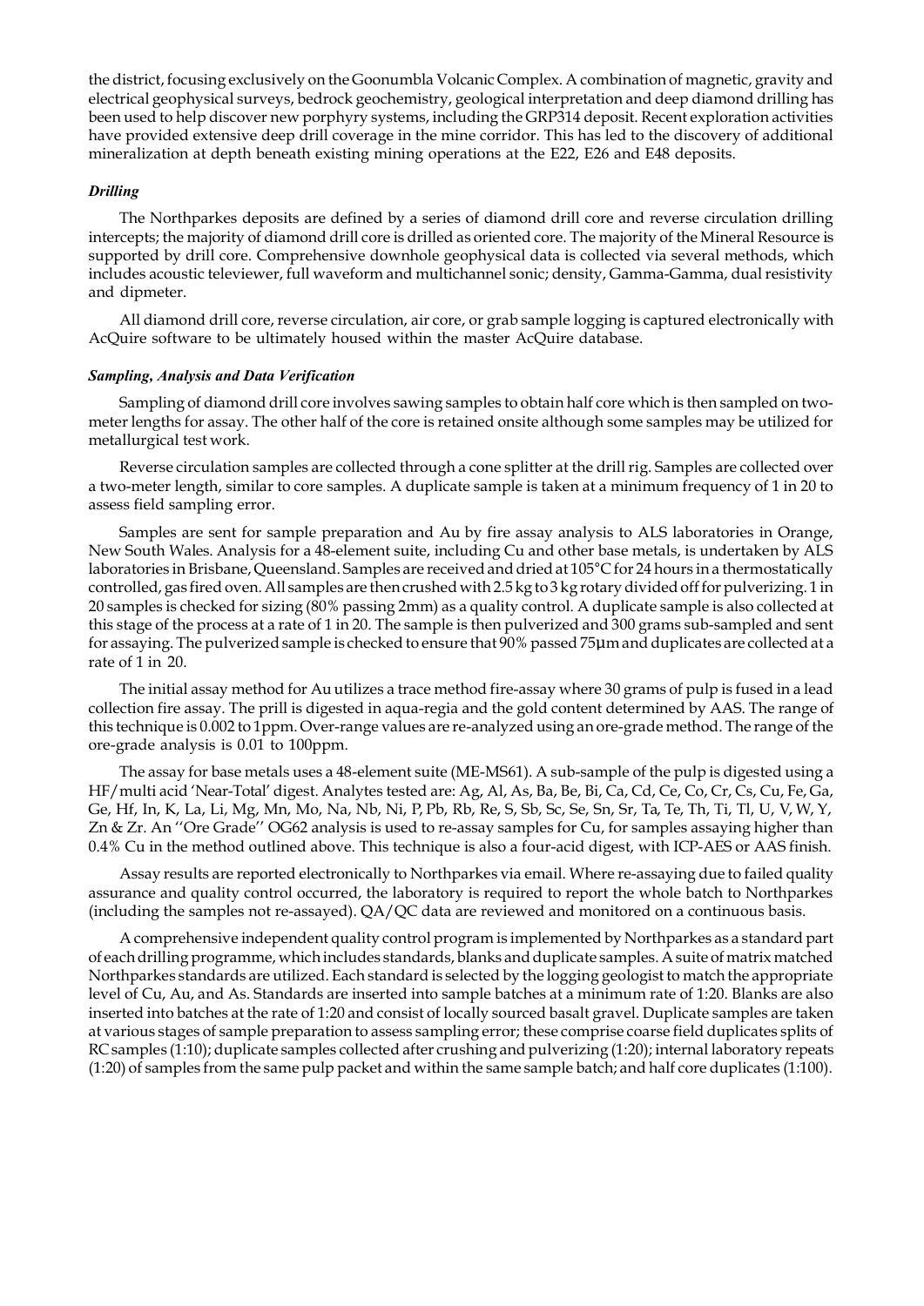the district, focusing exclusively on the Goonumbla Volcanic Complex. A combination of magnetic, gravity and electrical geophysical surveys, bedrock geochemistry, geological interpretation and deep diamond drilling has been used to help discover new porphyry systems, including the GRP314 deposit. Recent exploration activities have provided extensive deep drill coverage in the mine corridor. This has led to the discovery of additional mineralization at depth beneath existing mining operations at the E22, E26 and E48 deposits.

### *Drilling*

The Northparkes deposits are defined by a series of diamond drill core and reverse circulation drilling intercepts; the majority of diamond drill core is drilled as oriented core. The majority of the Mineral Resource is supported by drill core. Comprehensive downhole geophysical data is collected via several methods, which includes acoustic televiewer, full waveform and multichannel sonic; density, Gamma-Gamma, dual resistivity and dipmeter.

All diamond drill core, reverse circulation, air core, or grab sample logging is captured electronically with AcQuire software to be ultimately housed within the master AcQuire database.

### *Sampling, Analysis and Data Verification*

Sampling of diamond drill core involves sawing samples to obtain half core which is then sampled on two-meter lengths for assay. The other half of the core is retained onsite although some samples may be utilized for metallurgical test work.

Reverse circulation samples are collected through a cone splitter at the drill rig. Samples are collected over a two-meter length, similar to core samples. A duplicate sample is taken at a minimum frequency of 1 in 20 to assess field sampling error.

Samples are sent for sample preparation and Au by fire assay analysis to ALS laboratories in Orange, New South Wales. Analysis for a 48-element suite, including Cu and other base metals, is undertaken by ALS laboratories in Brisbane, Queensland. Samples are received and dried at 105°C for 24 hours in a thermostatically controlled, gas fired oven. All samples are then crushed with 2.5 kg to 3 kg rotary divided off for pulverizing. 1 in 20 samples is checked for sizing (80% passing 2mm) as a quality control. A duplicate sample is also collected at this stage of the process at a rate of 1 in 20. The sample is then pulverized and 300 grams sub-sampled and sent for assaying. The pulverized sample is checked to ensure that 90% passed 75μm and duplicates are collected at a rate of 1 in 20.

The initial assay method for Au utilizes a trace method fire-assay where 30 grams of pulp is fused in a lead collection fire assay. The prill is digested in aqua-regia and the gold content determined by AAS. The range of this technique is 0.002 to 1ppm. Over-range values are re-analyzed using an ore-grade method. The range of the ore-grade analysis is 0.01 to 100ppm.

The assay for base metals uses a 48-element suite (ME-MS61). A sub-sample of the pulp is digested using a HF/multi acid 'Near-Total' digest. Analytes tested are: Ag, Al, As, Ba, Be, Bi, Ca, Cd, Ce, Co, Cr, Cs, Cu, Fe, Ga, Ge, Hf, In, K, La, Li, Mg, Mn, Mo, Na, Nb, Ni, P, Pb, Rb, Re, S, Sb, Sc, Se, Sn, Sr, Ta, Te, Th, Ti, Tl, U, V, W, Y, Zn & Zr. An ''Ore Grade'' OG62 analysis is used to re-assay samples for Cu, for samples assaying higher than 0.4% Cu in the method outlined above. This technique is also a four-acid digest, with ICP-AES or AAS finish.

Assay results are reported electronically to Northparkes via email. Where re-assaying due to failed quality assurance and quality control occurred, the laboratory is required to report the whole batch to Northparkes (including the samples not re-assayed). QA/QC data are reviewed and monitored on a continuous basis.

A comprehensive independent quality control program is implemented by Northparkes as a standard part of each drilling programme, which includes standards, blanks and duplicate samples. A suite of matrix matched Northparkes standards are utilized. Each standard is selected by the logging geologist to match the appropriate level of Cu, Au, and As. Standards are inserted into sample batches at a minimum rate of 1:20. Blanks are also inserted into batches at the rate of 1:20 and consist of locally sourced basalt gravel. Duplicate samples are taken at various stages of sample preparation to assess sampling error; these comprise coarse field duplicates splits of RC samples (1:10); duplicate samples collected after crushing and pulverizing (1:20); internal laboratory repeats (1:20) of samples from the same pulp packet and within the same sample batch; and half core duplicates (1:100).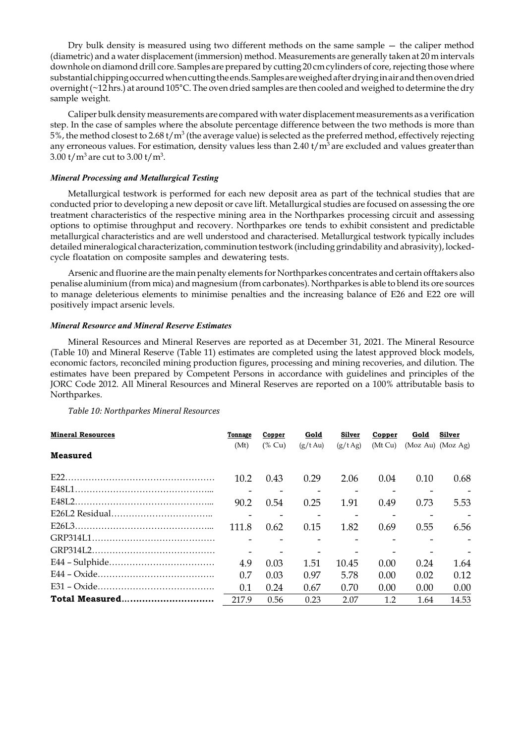Dry bulk density is measured using two different methods on the same sample — the caliper method (diametric) and a water displacement (immersion) method. Measurements are generally taken at 20 m intervals downhole on diamond drill core. Samples are prepared by cutting 20 cm cylinders of core, rejecting those where substantial chipping occurred when cutting the ends. Samples are weighed after drying in air and then oven dried overnight (~12 hrs.) at around 105°C. The oven dried samples are then cooled and weighed to determine the dry sample weight.

Caliper bulk density measurements are compared with water displacement measurements as a verification step. In the case of samples where the absolute percentage difference between the two methods is more than 5%, the method closest to 2.68 t/m$^3$ (the average value) is selected as the preferred method, effectively rejecting any erroneous values. For estimation, density values less than 2.40 t/m$^3$ are excluded and values greater than 3.00 t/m$^3$ are cut to 3.00 t/m$^3$.

### *Mineral Processing and Metallurgical Testing*

Metallurgical testwork is performed for each new deposit area as part of the technical studies that are conducted prior to developing a new deposit or cave lift. Metallurgical studies are focused on assessing the ore treatment characteristics of the respective mining area in the Northparkes processing circuit and assessing options to optimise throughput and recovery. Northparkes ore tends to exhibit consistent and predictable metallurgical characteristics and are well understood and characterised. Metallurgical testwork typically includes detailed mineralogical characterization, comminution testwork (including grindability and abrasivity), locked-cycle floatation on composite samples and dewatering tests.

Arsenic and fluorine are the main penalty elements for Northparkes concentrates and certain offtakers also penalise aluminium (from mica) and magnesium (from carbonates). Northparkes is able to blend its ore sources to manage deleterious elements to minimise penalties and the increasing balance of E26 and E22 ore will positively impact arsenic levels.

### *Mineral Resource and Mineral Reserve Estimates*

Mineral Resources and Mineral Reserves are reported as at December 31, 2021. The Mineral Resource (Table 10) and Mineral Reserve (Table 11) estimates are completed using the latest approved block models, economic factors, reconciled mining production figures, processing and mining recoveries, and dilution. The estimates have been prepared by Competent Persons in accordance with guidelines and principles of the JORC Code 2012. All Mineral Resources and Mineral Reserves are reported on a 100% attributable basis to Northparkes.

*Table 10: Northparkes Mineral Resources*

| Mineral Resources | Tonnage (Mt) | Copper (% Cu) | Gold (g/t Au) | Silver (g/t Ag) | Copper (Mt Cu) | Gold (Moz Au) | Silver (Moz Ag) |
|---|---|---|---|---|---|---|---|
| **Measured** | | | | | | | |
| E22 | 10.2 | 0.43 | 0.29 | 2.06 | 0.04 | 0.10 | 0.68 |
| E48L1 | - | - | - | - | - | - | - |
| E48L2 | 90.2 | 0.54 | 0.25 | 1.91 | 0.49 | 0.73 | 5.53 |
| E26L2 Residual | - | - | - | - | - | - | - |
| E26L3 | 111.8 | 0.62 | 0.15 | 1.82 | 0.69 | 0.55 | 6.56 |
| GRP314L1 | - | - | - | - | - | - | - |
| GRP314L2 | - | - | - | - | - | - | - |
| E44 – Sulphide | 4.9 | 0.03 | 1.51 | 10.45 | 0.00 | 0.24 | 1.64 |
| E44 – Oxide | 0.7 | 0.03 | 0.97 | 5.78 | 0.00 | 0.02 | 0.12 |
| E31 – Oxide | 0.1 | 0.24 | 0.67 | 0.70 | 0.00 | 0.00 | 0.00 |
| **Total Measured** | 217.9 | 0.56 | 0.23 | 2.07 | 1.2 | 1.64 | 14.53 |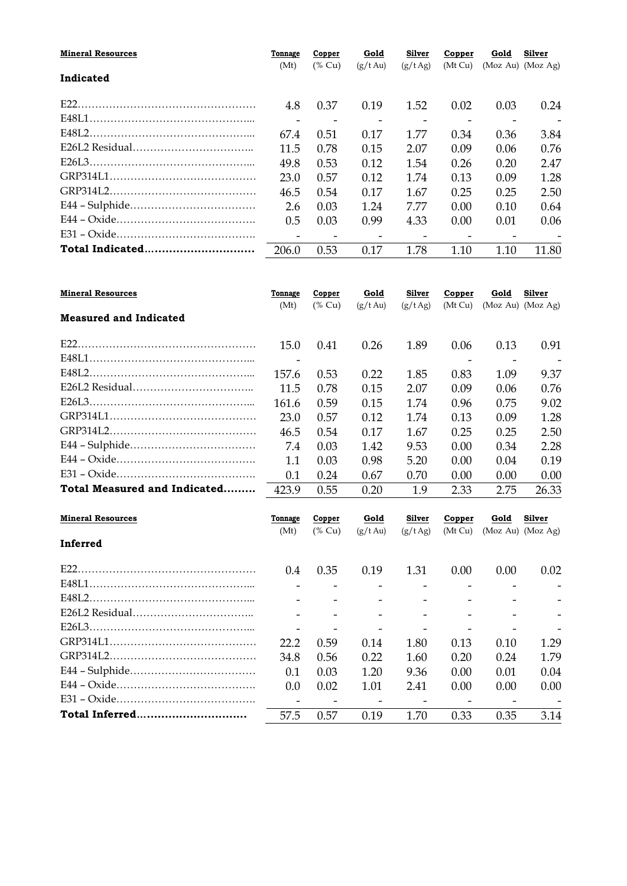| Mineral Resources | Tonnage (Mt) | Copper (% Cu) | Gold (g/t Au) | Silver (g/t Ag) | Copper (Mt Cu) | Gold (Moz Au) | Silver (Moz Ag) |
|---|---|---|---|---|---|---|---|
| **Indicated** | | | | | | | |
| E22 | 4.8 | 0.37 | 0.19 | 1.52 | 0.02 | 0.03 | 0.24 |
| E48L1 | - | - | - | - | - | - | - |
| E48L2 | 67.4 | 0.51 | 0.17 | 1.77 | 0.34 | 0.36 | 3.84 |
| E26L2 Residual | 11.5 | 0.78 | 0.15 | 2.07 | 0.09 | 0.06 | 0.76 |
| E26L3 | 49.8 | 0.53 | 0.12 | 1.54 | 0.26 | 0.20 | 2.47 |
| GRP314L1 | 23.0 | 0.57 | 0.12 | 1.74 | 0.13 | 0.09 | 1.28 |
| GRP314L2 | 46.5 | 0.54 | 0.17 | 1.67 | 0.25 | 0.25 | 2.50 |
| E44 – Sulphide | 2.6 | 0.03 | 1.24 | 7.77 | 0.00 | 0.10 | 0.64 |
| E44 – Oxide | 0.5 | 0.03 | 0.99 | 4.33 | 0.00 | 0.01 | 0.06 |
| E31 – Oxide | - | - | - | - | - | - | - |
| **Total Indicated** | 206.0 | 0.53 | 0.17 | 1.78 | 1.10 | 1.10 | 11.80 |

| Mineral Resources | Tonnage (Mt) | Copper (% Cu) | Gold (g/t Au) | Silver (g/t Ag) | Copper (Mt Cu) | Gold (Moz Au) | Silver (Moz Ag) |
|---|---|---|---|---|---|---|---|
| **Measured and Indicated** | | | | | | | |
| E22 | 15.0 | 0.41 | 0.26 | 1.89 | 0.06 | 0.13 | 0.91 |
| E48L1 | - | | | | - | - | - |
| E48L2 | 157.6 | 0.53 | 0.22 | 1.85 | 0.83 | 1.09 | 9.37 |
| E26L2 Residual | 11.5 | 0.78 | 0.15 | 2.07 | 0.09 | 0.06 | 0.76 |
| E26L3 | 161.6 | 0.59 | 0.15 | 1.74 | 0.96 | 0.75 | 9.02 |
| GRP314L1 | 23.0 | 0.57 | 0.12 | 1.74 | 0.13 | 0.09 | 1.28 |
| GRP314L2 | 46.5 | 0.54 | 0.17 | 1.67 | 0.25 | 0.25 | 2.50 |
| E44 – Sulphide | 7.4 | 0.03 | 1.42 | 9.53 | 0.00 | 0.34 | 2.28 |
| E44 – Oxide | 1.1 | 0.03 | 0.98 | 5.20 | 0.00 | 0.04 | 0.19 |
| E31 – Oxide | 0.1 | 0.24 | 0.67 | 0.70 | 0.00 | 0.00 | 0.00 |
| **Total Measured and Indicated** | 423.9 | 0.55 | 0.20 | 1.9 | 2.33 | 2.75 | 26.33 |

| Mineral Resources | Tonnage (Mt) | Copper (% Cu) | Gold (g/t Au) | Silver (g/t Ag) | Copper (Mt Cu) | Gold (Moz Au) | Silver (Moz Ag) |
|---|---|---|---|---|---|---|---|
| **Inferred** | | | | | | | |
| E22 | 0.4 | 0.35 | 0.19 | 1.31 | 0.00 | 0.00 | 0.02 |
| E48L1 | - | - | - | - | - | - | - |
| E48L2 | - | - | - | - | - | - | - |
| E26L2 Residual | - | - | - | - | - | - | - |
| E26L3 | - | - | - | - | - | - | - |
| GRP314L1 | 22.2 | 0.59 | 0.14 | 1.80 | 0.13 | 0.10 | 1.29 |
| GRP314L2 | 34.8 | 0.56 | 0.22 | 1.60 | 0.20 | 0.24 | 1.79 |
| E44 – Sulphide | 0.1 | 0.03 | 1.20 | 9.36 | 0.00 | 0.01 | 0.04 |
| E44 – Oxide | 0.0 | 0.02 | 1.01 | 2.41 | 0.00 | 0.00 | 0.00 |
| E31 – Oxide | - | - | - | - | - | - | - |
| **Total Inferred** | 57.5 | 0.57 | 0.19 | 1.70 | 0.33 | 0.35 | 3.14 |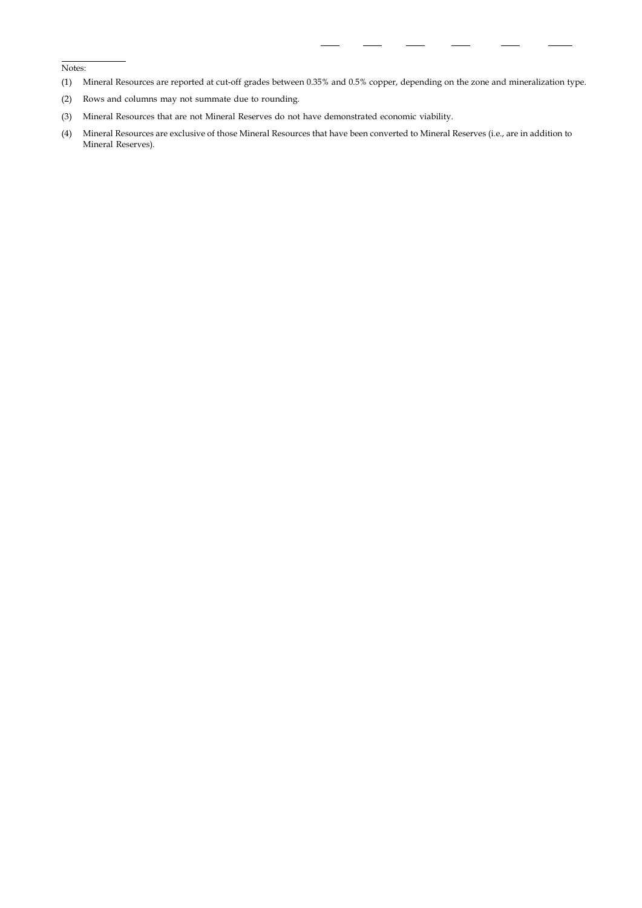Notes:

(1) Mineral Resources are reported at cut-off grades between 0.35% and 0.5% copper, depending on the zone and mineralization type.

(2) Rows and columns may not summate due to rounding.

(3) Mineral Resources that are not Mineral Reserves do not have demonstrated economic viability.

(4) Mineral Resources are exclusive of those Mineral Resources that have been converted to Mineral Reserves (i.e., are in addition to Mineral Reserves).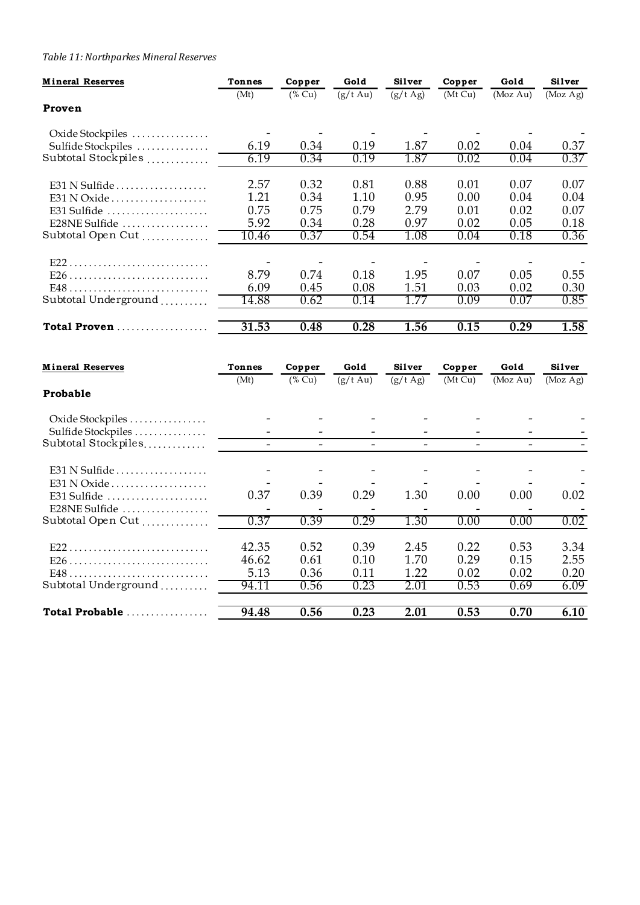*Table 11: Northparkes Mineral Reserves*

| Mineral Reserves | Tonnes | Copper | Gold | Silver | Copper | Gold | Silver |
|---|---|---|---|---|---|---|---|
| | (Mt) | (% Cu) | (g/t Au) | (g/t Ag) | (Mt Cu) | (Moz Au) | (Moz Ag) |
| **Proven** | | | | | | | |
| Oxide Stockpiles | - | - | - | - | - | - | - |
| Sulfide Stockpiles | 6.19 | 0.34 | 0.19 | 1.87 | 0.02 | 0.04 | 0.37 |
| Subtotal Stockpiles | 6.19 | 0.34 | 0.19 | 1.87 | 0.02 | 0.04 | 0.37 |
| E31 N Sulfide | 2.57 | 0.32 | 0.81 | 0.88 | 0.01 | 0.07 | 0.07 |
| E31 N Oxide | 1.21 | 0.34 | 1.10 | 0.95 | 0.00 | 0.04 | 0.04 |
| E31 Sulfide | 0.75 | 0.75 | 0.79 | 2.79 | 0.01 | 0.02 | 0.07 |
| E28NE Sulfide | 5.92 | 0.34 | 0.28 | 0.97 | 0.02 | 0.05 | 0.18 |
| Subtotal Open Cut | 10.46 | 0.37 | 0.54 | 1.08 | 0.04 | 0.18 | 0.36 |
| E22 | - | - | - | - | - | - | - |
| E26 | 8.79 | 0.74 | 0.18 | 1.95 | 0.07 | 0.05 | 0.55 |
| E48 | 6.09 | 0.45 | 0.08 | 1.51 | 0.03 | 0.02 | 0.30 |
| Subtotal Underground | 14.88 | 0.62 | 0.14 | 1.77 | 0.09 | 0.07 | 0.85 |
| **Total Proven** | **31.53** | **0.48** | **0.28** | **1.56** | **0.15** | **0.29** | **1.58** |

| Mineral Reserves | Tonnes | Copper | Gold | Silver | Copper | Gold | Silver |
|---|---|---|---|---|---|---|---|
| | (Mt) | (% Cu) | (g/t Au) | (g/t Ag) | (Mt Cu) | (Moz Au) | (Moz Ag) |
| **Probable** | | | | | | | |
| Oxide Stockpiles | - | - | - | - | - | - | - |
| Sulfide Stockpiles | - | - | - | - | - | - | - |
| Subtotal Stockpiles | - | - | - | - | - | - | - |
| E31 N Sulfide | - | - | - | - | - | - | - |
| E31 N Oxide | - | - | - | - | - | - | - |
| E31 Sulfide | 0.37 | 0.39 | 0.29 | 1.30 | 0.00 | 0.00 | 0.02 |
| E28NE Sulfide | - | - | - | - | - | - | - |
| Subtotal Open Cut | 0.37 | 0.39 | 0.29 | 1.30 | 0.00 | 0.00 | 0.02 |
| E22 | 42.35 | 0.52 | 0.39 | 2.45 | 0.22 | 0.53 | 3.34 |
| E26 | 46.62 | 0.61 | 0.10 | 1.70 | 0.29 | 0.15 | 2.55 |
| E48 | 5.13 | 0.36 | 0.11 | 1.22 | 0.02 | 0.02 | 0.20 |
| Subtotal Underground | 94.11 | 0.56 | 0.23 | 2.01 | 0.53 | 0.69 | 6.09 |
| **Total Probable** | **94.48** | **0.56** | **0.23** | **2.01** | **0.53** | **0.70** | **6.10** |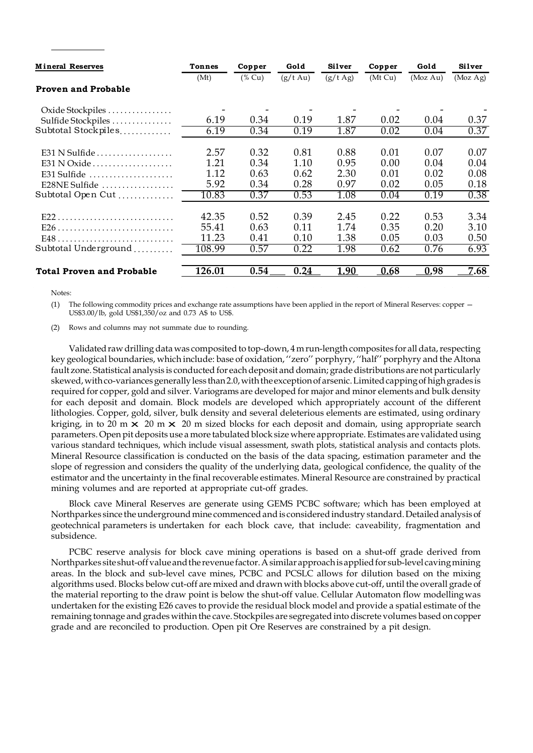| Mineral Reserves | Tonnes | Copper | Gold | Silver | Copper | Gold | Silver |
|---|---|---|---|---|---|---|---|
| | (Mt) | (% Cu) | (g/t Au) | (g/t Ag) | (Mt Cu) | (Moz Au) | (Moz Ag) |
| **Proven and Probable** | | | | | | | |
| Oxide Stockpiles | - | - | - | - | - | - | - |
| Sulfide Stockpiles | 6.19 | 0.34 | 0.19 | 1.87 | 0.02 | 0.04 | 0.37 |
| Subtotal Stockpiles | 6.19 | 0.34 | 0.19 | 1.87 | 0.02 | 0.04 | 0.37 |
| E31 N Sulfide | 2.57 | 0.32 | 0.81 | 0.88 | 0.01 | 0.07 | 0.07 |
| E31 N Oxide | 1.21 | 0.34 | 1.10 | 0.95 | 0.00 | 0.04 | 0.04 |
| E31 Sulfide | 1.12 | 0.63 | 0.62 | 2.30 | 0.01 | 0.02 | 0.08 |
| E28NE Sulfide | 5.92 | 0.34 | 0.28 | 0.97 | 0.02 | 0.05 | 0.18 |
| Subtotal Open Cut | 10.83 | 0.37 | 0.53 | 1.08 | 0.04 | 0.19 | 0.38 |
| E22 | 42.35 | 0.52 | 0.39 | 2.45 | 0.22 | 0.53 | 3.34 |
| E26 | 55.41 | 0.63 | 0.11 | 1.74 | 0.35 | 0.20 | 3.10 |
| E48 | 11.23 | 0.41 | 0.10 | 1.38 | 0.05 | 0.03 | 0.50 |
| Subtotal Underground | 108.99 | 0.57 | 0.22 | 1.98 | 0.62 | 0.76 | 6.93 |
| **Total Proven and Probable** | 126.01 | 0.54 | 0.24 | 1.90 | 0.68 | 0.98 | 7.68 |

Notes:

(1) The following commodity prices and exchange rate assumptions have been applied in the report of Mineral Reserves: copper — US$3.00/lb, gold US$1,350/oz and 0.73 A$ to US$.

(2) Rows and columns may not summate due to rounding.

Validated raw drilling data was composited to top-down, 4 m run-length composites for all data, respecting key geological boundaries, which include: base of oxidation, ''zero'' porphyry, ''half'' porphyry and the Altona fault zone. Statistical analysis is conducted for each deposit and domain; grade distributions are not particularly skewed, with co-variances generally less than 2.0, with the exception of arsenic. Limited capping of high grades is required for copper, gold and silver. Variograms are developed for major and minor elements and bulk density for each deposit and domain. Block models are developed which appropriately account of the different lithologies. Copper, gold, silver, bulk density and several deleterious elements are estimated, using ordinary kriging, in to 20 m × 20 m × 20 m sized blocks for each deposit and domain, using appropriate search parameters. Open pit deposits use a more tabulated block size where appropriate. Estimates are validated using various standard techniques, which include visual assessment, swath plots, statistical analysis and contacts plots. Mineral Resource classification is conducted on the basis of the data spacing, estimation parameter and the slope of regression and considers the quality of the underlying data, geological confidence, the quality of the estimator and the uncertainty in the final recoverable estimates. Mineral Resource are constrained by practical mining volumes and are reported at appropriate cut-off grades.

Block cave Mineral Reserves are generate using GEMS PCBC software; which has been employed at Northparkes since the underground mine commenced and is considered industry standard. Detailed analysis of geotechnical parameters is undertaken for each block cave, that include: caveability, fragmentation and subsidence.

PCBC reserve analysis for block cave mining operations is based on a shut-off grade derived from Northparkes site shut-off value and the revenue factor. A similar approach is applied for sub-level caving mining areas. In the block and sub-level cave mines, PCBC and PCSLC allows for dilution based on the mixing algorithms used. Blocks below cut-off are mixed and drawn with blocks above cut-off, until the overall grade of the material reporting to the draw point is below the shut-off value. Cellular Automaton flow modelling was undertaken for the existing E26 caves to provide the residual block model and provide a spatial estimate of the remaining tonnage and grades within the cave. Stockpiles are segregated into discrete volumes based on copper grade and are reconciled to production. Open pit Ore Reserves are constrained by a pit design.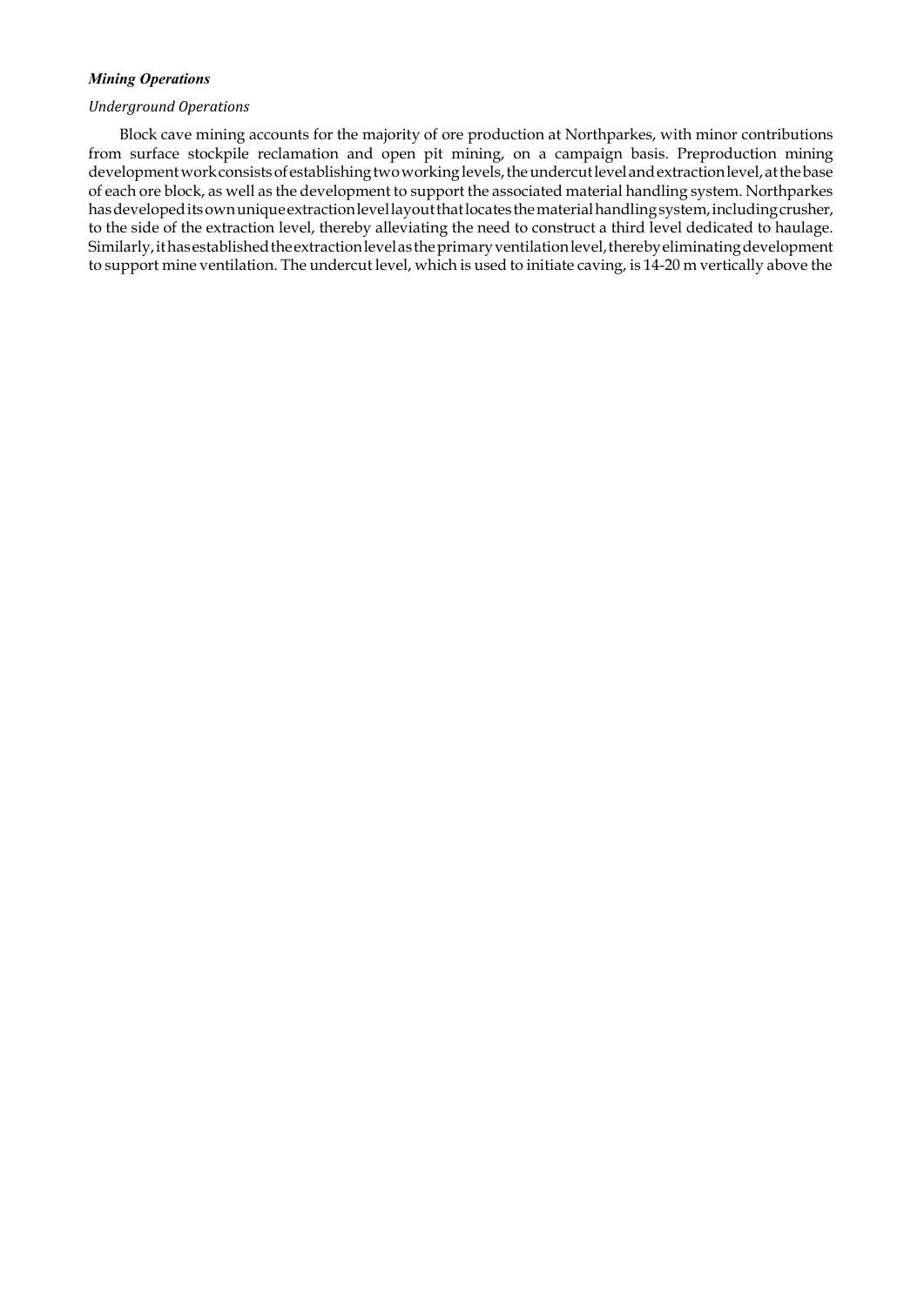***Mining Operations***

*Underground Operations*

Block cave mining accounts for the majority of ore production at Northparkes, with minor contributions from surface stockpile reclamation and open pit mining, on a campaign basis. Preproduction mining development work consists of establishing two working levels, the undercut level and extraction level, at the base of each ore block, as well as the development to support the associated material handling system. Northparkes has developed its own unique extraction level layout that locates the material handling system, including crusher, to the side of the extraction level, thereby alleviating the need to construct a third level dedicated to haulage. Similarly, it has established the extraction level as the primary ventilation level, thereby eliminating development to support mine ventilation. The undercut level, which is used to initiate caving, is 14-20 m vertically above the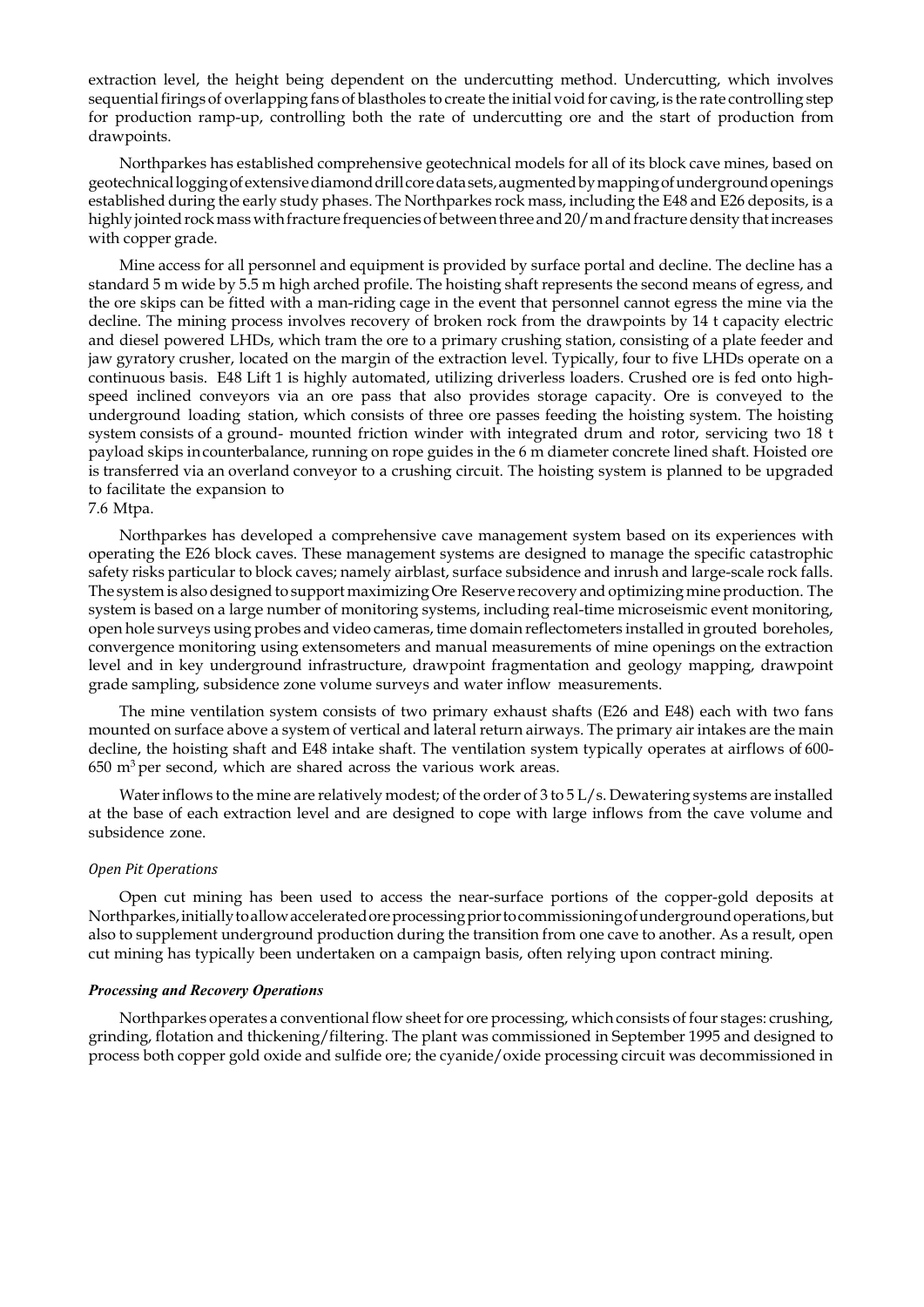extraction level, the height being dependent on the undercutting method. Undercutting, which involves sequential firings of overlapping fans of blastholes to create the initial void for caving, is the rate controlling step for production ramp-up, controlling both the rate of undercutting ore and the start of production from drawpoints.

Northparkes has established comprehensive geotechnical models for all of its block cave mines, based on geotechnical logging of extensive diamond drill core data sets, augmented by mapping of underground openings established during the early study phases. The Northparkes rock mass, including the E48 and E26 deposits, is a highly jointed rock mass with fracture frequencies of between three and 20/m and fracture density that increases with copper grade.

Mine access for all personnel and equipment is provided by surface portal and decline. The decline has a standard 5 m wide by 5.5 m high arched profile. The hoisting shaft represents the second means of egress, and the ore skips can be fitted with a man-riding cage in the event that personnel cannot egress the mine via the decline. The mining process involves recovery of broken rock from the drawpoints by 14 t capacity electric and diesel powered LHDs, which tram the ore to a primary crushing station, consisting of a plate feeder and jaw gyratory crusher, located on the margin of the extraction level. Typically, four to five LHDs operate on a continuous basis. E48 Lift 1 is highly automated, utilizing driverless loaders. Crushed ore is fed onto high-speed inclined conveyors via an ore pass that also provides storage capacity. Ore is conveyed to the underground loading station, which consists of three ore passes feeding the hoisting system. The hoisting system consists of a ground- mounted friction winder with integrated drum and rotor, servicing two 18 t payload skips in counterbalance, running on rope guides in the 6 m diameter concrete lined shaft. Hoisted ore is transferred via an overland conveyor to a crushing circuit. The hoisting system is planned to be upgraded to facilitate the expansion to
7.6 Mtpa.

Northparkes has developed a comprehensive cave management system based on its experiences with operating the E26 block caves. These management systems are designed to manage the specific catastrophic safety risks particular to block caves; namely airblast, surface subsidence and inrush and large-scale rock falls. The system is also designed to support maximizing Ore Reserve recovery and optimizing mine production. The system is based on a large number of monitoring systems, including real-time microseismic event monitoring, open hole surveys using probes and video cameras, time domain reflectometers installed in grouted boreholes, convergence monitoring using extensometers and manual measurements of mine openings on the extraction level and in key underground infrastructure, drawpoint fragmentation and geology mapping, drawpoint grade sampling, subsidence zone volume surveys and water inflow measurements.

The mine ventilation system consists of two primary exhaust shafts (E26 and E48) each with two fans mounted on surface above a system of vertical and lateral return airways. The primary air intakes are the main decline, the hoisting shaft and E48 intake shaft. The ventilation system typically operates at airflows of 600-650 $m^3$ per second, which are shared across the various work areas.

Water inflows to the mine are relatively modest; of the order of 3 to 5 L/s. Dewatering systems are installed at the base of each extraction level and are designed to cope with large inflows from the cave volume and subsidence zone.

*Open Pit Operations*

Open cut mining has been used to access the near-surface portions of the copper-gold deposits at Northparkes, initially to allow accelerated ore processing prior to commissioning of underground operations, but also to supplement underground production during the transition from one cave to another. As a result, open cut mining has typically been undertaken on a campaign basis, often relying upon contract mining.

***Processing and Recovery Operations***

Northparkes operates a conventional flow sheet for ore processing, which consists of four stages: crushing, grinding, flotation and thickening/filtering. The plant was commissioned in September 1995 and designed to process both copper gold oxide and sulfide ore; the cyanide/oxide processing circuit was decommissioned in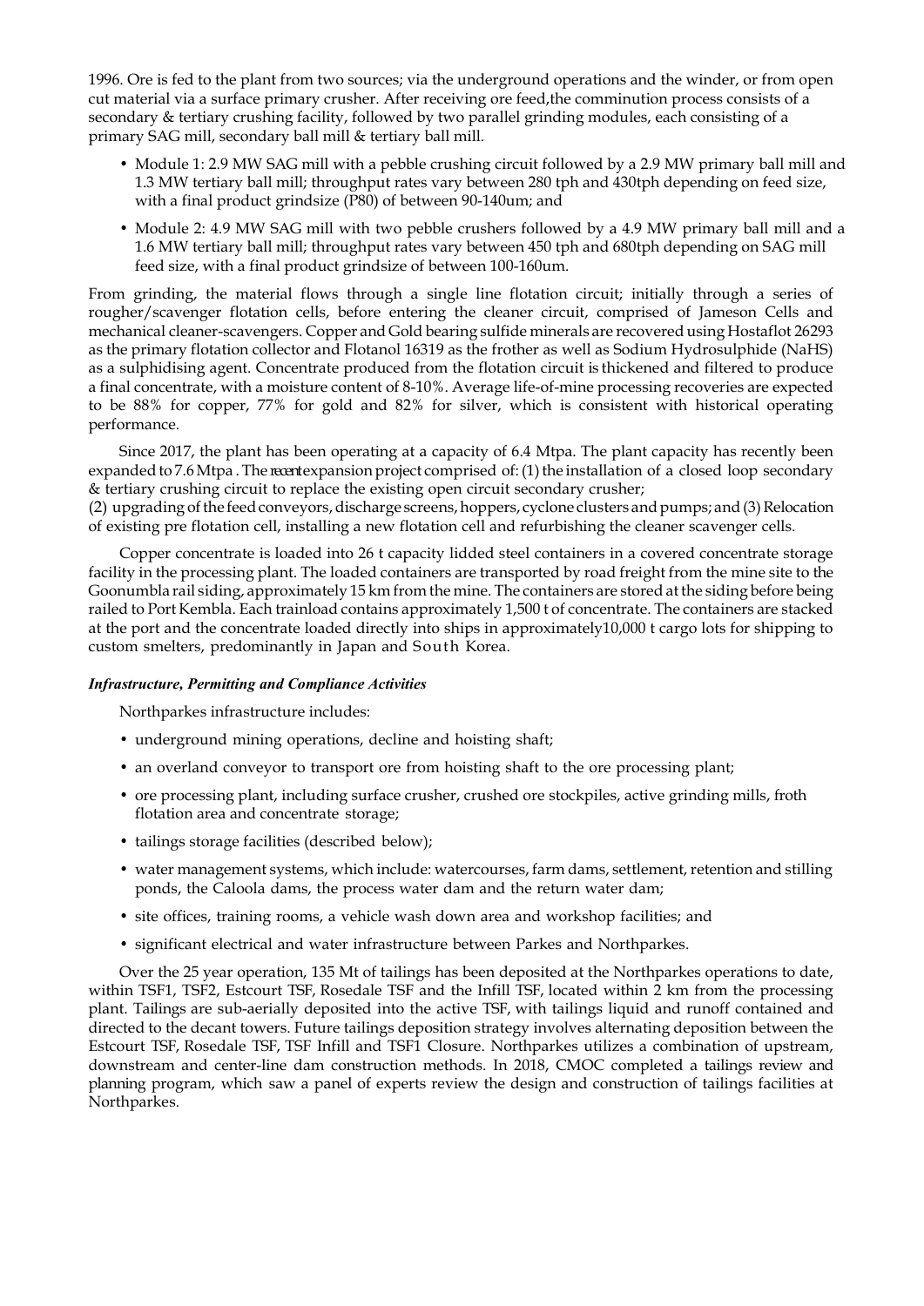1996. Ore is fed to the plant from two sources; via the underground operations and the winder, or from open cut material via a surface primary crusher. After receiving ore feed,the comminution process consists of a secondary & tertiary crushing facility, followed by two parallel grinding modules, each consisting of a primary SAG mill, secondary ball mill & tertiary ball mill.

- Module 1: 2.9 MW SAG mill with a pebble crushing circuit followed by a 2.9 MW primary ball mill and 1.3 MW tertiary ball mill; throughput rates vary between 280 tph and 430tph depending on feed size, with a final product grindsize (P80) of between 90-140um; and
- Module 2: 4.9 MW SAG mill with two pebble crushers followed by a 4.9 MW primary ball mill and a 1.6 MW tertiary ball mill; throughput rates vary between 450 tph and 680tph depending on SAG mill feed size, with a final product grindsize of between 100-160um.

From grinding, the material flows through a single line flotation circuit; initially through a series of rougher/scavenger flotation cells, before entering the cleaner circuit, comprised of Jameson Cells and mechanical cleaner-scavengers. Copper and Gold bearing sulfide minerals are recovered using Hostaflot 26293 as the primary flotation collector and Flotanol 16319 as the frother as well as Sodium Hydrosulphide (NaHS) as a sulphidising agent. Concentrate produced from the flotation circuit is thickened and filtered to produce a final concentrate, with a moisture content of 8-10%. Average life-of-mine processing recoveries are expected to be 88% for copper, 77% for gold and 82% for silver, which is consistent with historical operating performance.

Since 2017, the plant has been operating at a capacity of 6.4 Mtpa. The plant capacity has recently been expanded to 7.6 Mtpa . The recent expansion project comprised of: (1) the installation of a closed loop secondary & tertiary crushing circuit to replace the existing open circuit secondary crusher;
(2) upgrading of the feed conveyors, discharge screens, hoppers, cyclone clusters and pumps; and (3) Relocation of existing pre flotation cell, installing a new flotation cell and refurbishing the cleaner scavenger cells.

Copper concentrate is loaded into 26 t capacity lidded steel containers in a covered concentrate storage facility in the processing plant. The loaded containers are transported by road freight from the mine site to the Goonumbla rail siding, approximately 15 km from the mine. The containers are stored at the siding before being railed to Port Kembla. Each trainload contains approximately 1,500 t of concentrate. The containers are stacked at the port and the concentrate loaded directly into ships in approximately10,000 t cargo lots for shipping to custom smelters, predominantly in Japan and South Korea.

***Infrastructure, Permitting and Compliance Activities***

Northparkes infrastructure includes:

- underground mining operations, decline and hoisting shaft;
- an overland conveyor to transport ore from hoisting shaft to the ore processing plant;
- ore processing plant, including surface crusher, crushed ore stockpiles, active grinding mills, froth flotation area and concentrate storage;
- tailings storage facilities (described below);
- water management systems, which include: watercourses, farm dams, settlement, retention and stilling ponds, the Caloola dams, the process water dam and the return water dam;
- site offices, training rooms, a vehicle wash down area and workshop facilities; and
- significant electrical and water infrastructure between Parkes and Northparkes.

Over the 25 year operation, 135 Mt of tailings has been deposited at the Northparkes operations to date, within TSF1, TSF2, Estcourt TSF, Rosedale TSF and the Infill TSF, located within 2 km from the processing plant. Tailings are sub-aerially deposited into the active TSF, with tailings liquid and runoff contained and directed to the decant towers. Future tailings deposition strategy involves alternating deposition between the Estcourt TSF, Rosedale TSF, TSF Infill and TSF1 Closure. Northparkes utilizes a combination of upstream, downstream and center-line dam construction methods. In 2018, CMOC completed a tailings review and planning program, which saw a panel of experts review the design and construction of tailings facilities at Northparkes.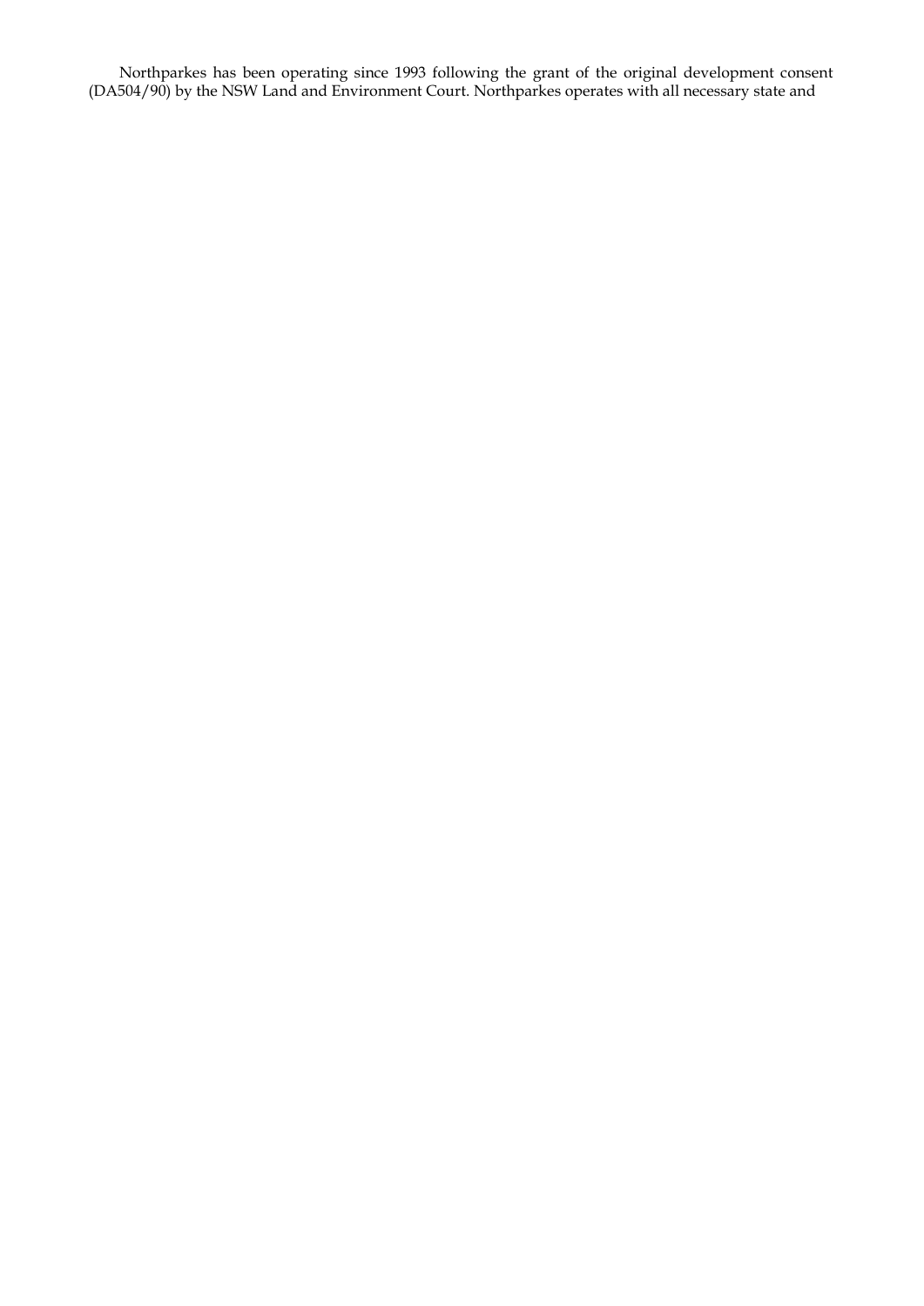Northparkes has been operating since 1993 following the grant of the original development consent (DA504/90) by the NSW Land and Environment Court. Northparkes operates with all necessary state and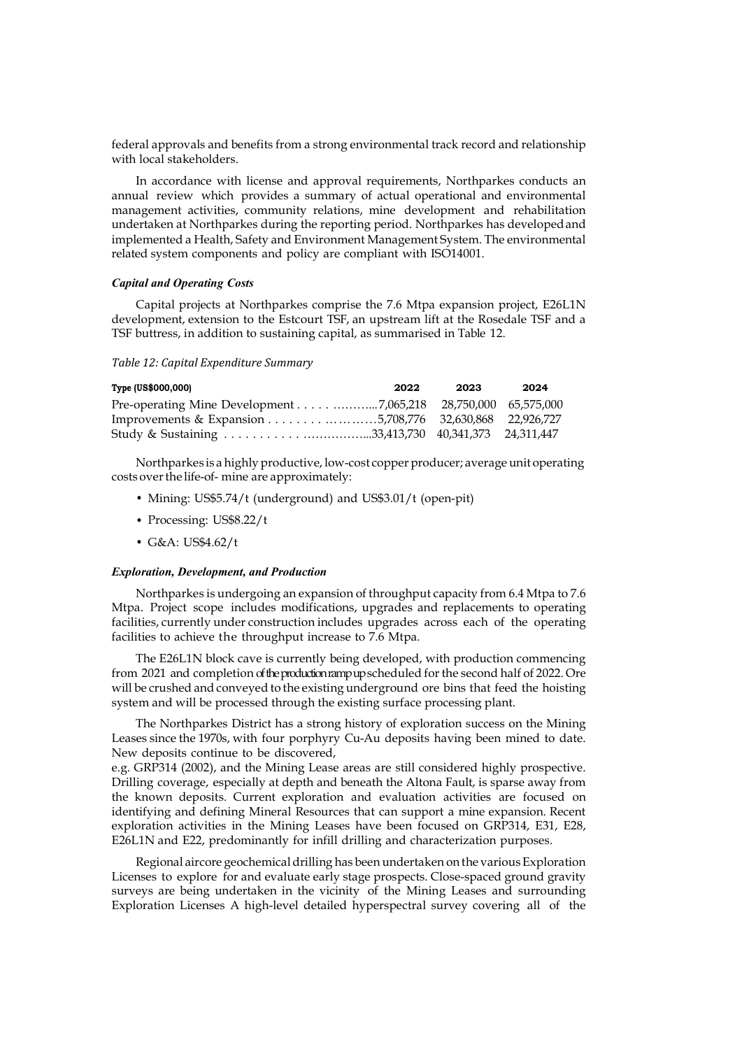federal approvals and benefits from a strong environmental track record and relationship with local stakeholders.

In accordance with license and approval requirements, Northparkes conducts an annual review which provides a summary of actual operational and environmental management activities, community relations, mine development and rehabilitation undertaken at Northparkes during the reporting period. Northparkes has developed and implemented a Health, Safety and Environment Management System. The environmental related system components and policy are compliant with ISO14001.

***Capital and Operating Costs***

Capital projects at Northparkes comprise the 7.6 Mtpa expansion project, E26L1N development, extension to the Estcourt TSF, an upstream lift at the Rosedale TSF and a TSF buttress, in addition to sustaining capital, as summarised in Table 12.

*Table 12: Capital Expenditure Summary*

| Type (US$000,000) | 2022 | 2023 | 2024 |
|---|---|---|---|
| Pre-operating Mine Development | 7,065,218 | 28,750,000 | 65,575,000 |
| Improvements & Expansion | 5,708,776 | 32,630,868 | 22,926,727 |
| Study & Sustaining | 33,413,730 | 40,341,373 | 24,311,447 |

Northparkes is a highly productive, low-cost copper producer; average unit operating costs over the life-of- mine are approximately:

- Mining: US$5.74/t (underground) and US$3.01/t (open-pit)
- Processing: US$8.22/t
- G&A: US$4.62/t

***Exploration, Development, and Production***

Northparkes is undergoing an expansion of throughput capacity from 6.4 Mtpa to 7.6 Mtpa. Project scope includes modifications, upgrades and replacements to operating facilities, currently under construction includes upgrades across each of the operating facilities to achieve the throughput increase to 7.6 Mtpa.

The E26L1N block cave is currently being developed, with production commencing from 2021 and completion of the production ramp up scheduled for the second half of 2022. Ore will be crushed and conveyed to the existing underground ore bins that feed the hoisting system and will be processed through the existing surface processing plant.

The Northparkes District has a strong history of exploration success on the Mining Leases since the 1970s, with four porphyry Cu-Au deposits having been mined to date. New deposits continue to be discovered,
e.g. GRP314 (2002), and the Mining Lease areas are still considered highly prospective. Drilling coverage, especially at depth and beneath the Altona Fault, is sparse away from the known deposits. Current exploration and evaluation activities are focused on identifying and defining Mineral Resources that can support a mine expansion. Recent exploration activities in the Mining Leases have been focused on GRP314, E31, E28, E26L1N and E22, predominantly for infill drilling and characterization purposes.

Regional aircore geochemical drilling has been undertaken on the various Exploration Licenses to explore for and evaluate early stage prospects. Close-spaced ground gravity surveys are being undertaken in the vicinity of the Mining Leases and surrounding Exploration Licenses A high-level detailed hyperspectral survey covering all of the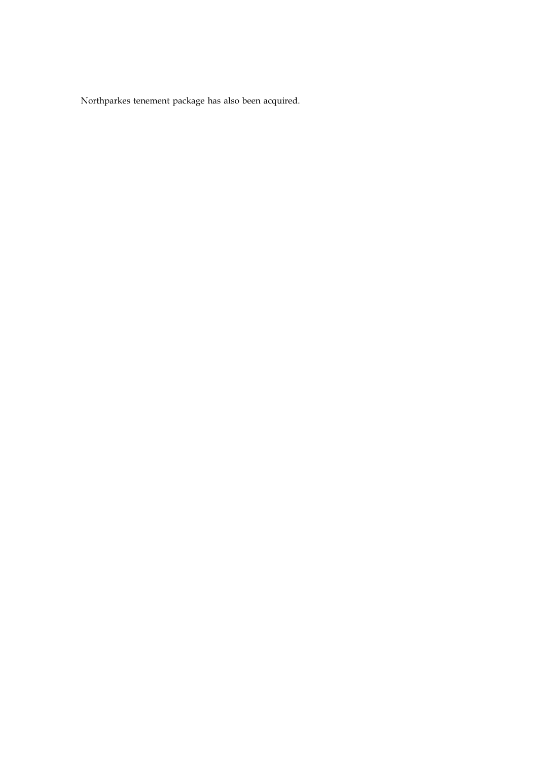Northparkes tenement package has also been acquired.